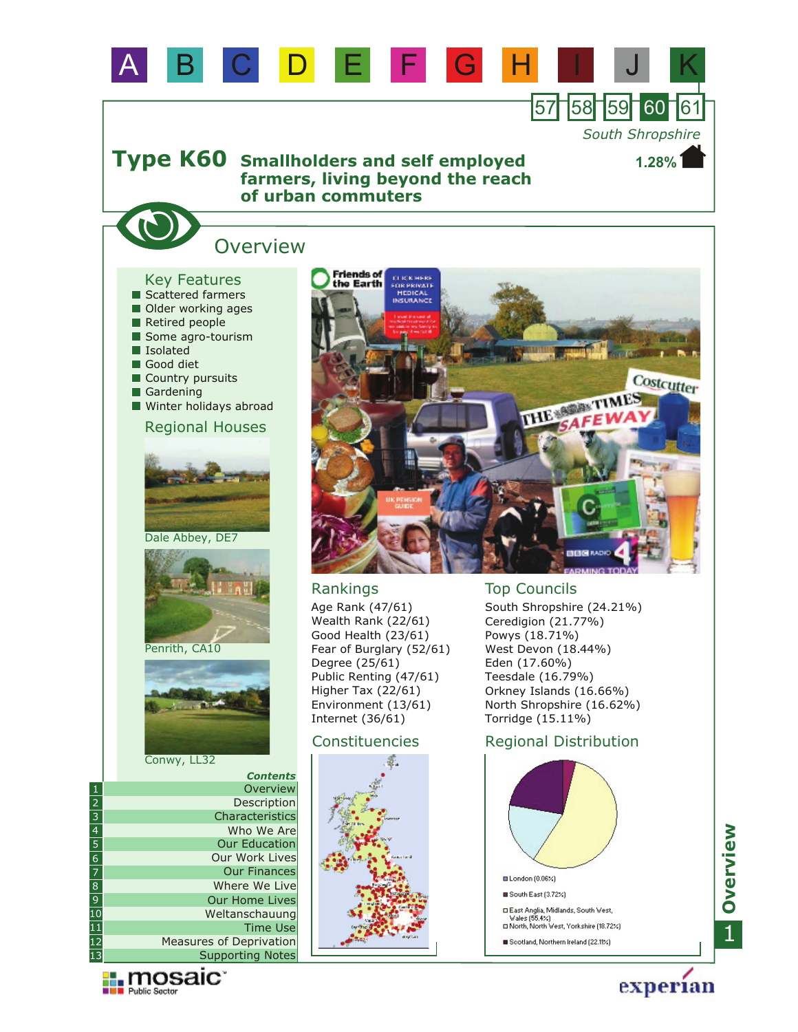A B C D E F G H I J K

57 58 59 60 61

*South Shropshire*

1.28%

# Type K60 Smallholders and self employed farmers, living beyond the reach of urban commuters

## Overview

### Key Features

- Scattered farmers
- Older working ages
- Retired people
- Some agro-tourism
- Isolated
- Good diet
- Country pursuits
- Gardening
- Winter holidays abroad

### Regional Houses

Dale Abbey, DE7

Penrith, CA10

Conwy, LL32

### Rankings

Age Rank (47/61)
Wealth Rank (22/61)
Good Health (23/61)
Fear of Burglary (52/61)
Degree (25/61)
Public Renting (47/61)
Higher Tax (22/61)
Environment (13/61)
Internet (36/61)

### Top Councils

South Shropshire (24.21%)
Ceredigion (21.77%)
Powys (18.71%)
West Devon (18.44%)
Eden (17.60%)
Teesdale (16.79%)
Orkney Islands (16.66%)
North Shropshire (16.62%)
Torridge (15.11%)

### Constituencies

### Regional Distribution

- London (0.06%)
- South East (3.72%)
- East Anglia, Midlands, South West, Wales (55.4%)
- North, North West, Yorkshire (18.72%)
- Scotland, Northern Ireland (22.11%)

### *Contents*

1. Overview
2. Description
3. Characteristics
4. Who We Are
5. Our Education
6. Our Work Lives
7. Our Finances
8. Where We Live
9. Our Home Lives
10. Weltanschauung
11. Time Use
12. Measures of Deprivation
13. Supporting Notes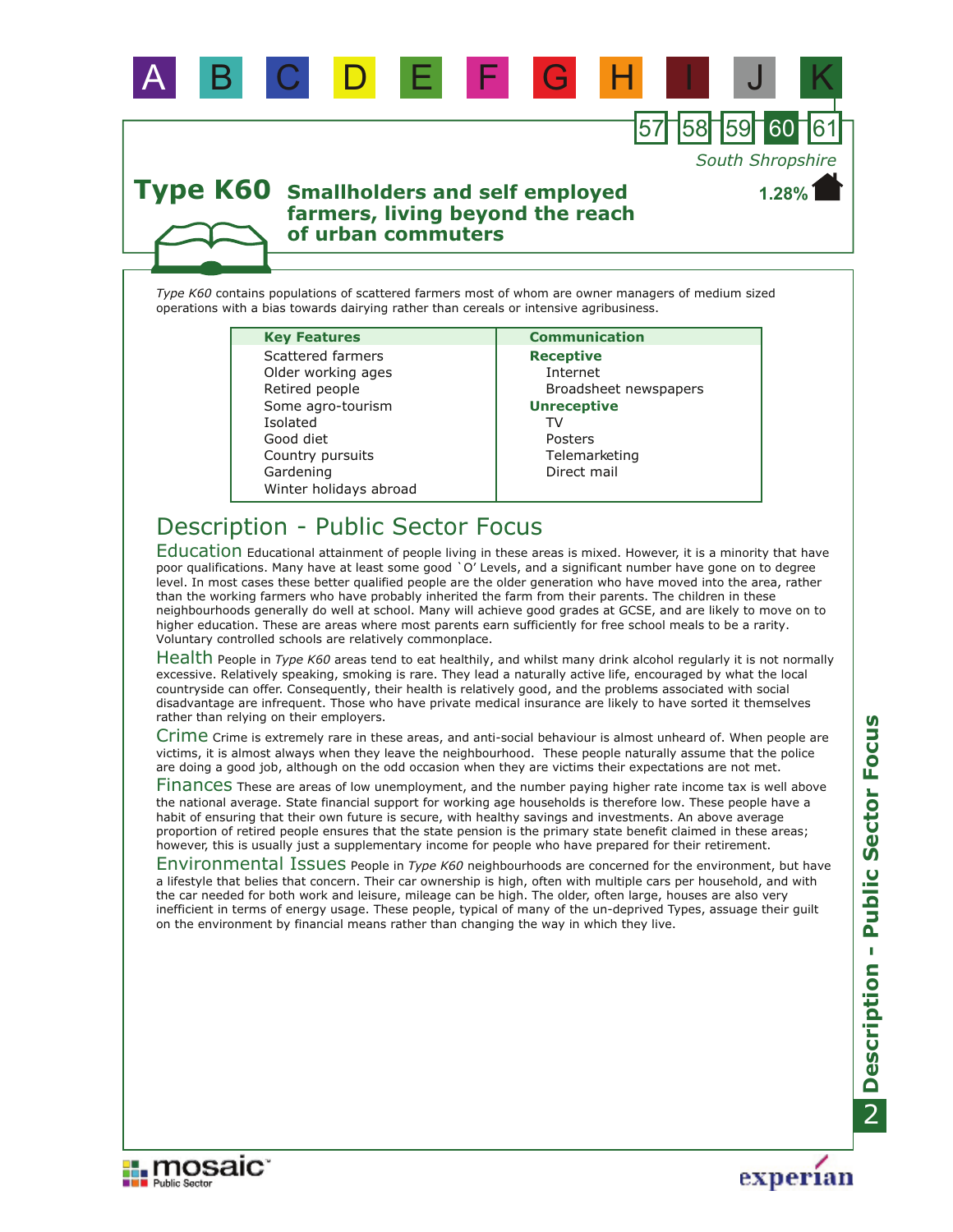A B C D E F G H I J K

57 58 59 60 61

South Shropshire

1.28%

# Type K60 Smallholders and self employed farmers, living beyond the reach of urban commuters

*Type K60* contains populations of scattered farmers most of whom are owner managers of medium sized operations with a bias towards dairying rather than cereals or intensive agribusiness.

| Key Features | Communication |
|---|---|
| Scattered farmers | **Receptive** |
| Older working ages | Internet |
| Retired people | Broadsheet newspapers |
| Some agro-tourism | **Unreceptive** |
| Isolated | TV |
| Good diet | Posters |
| Country pursuits | Telemarketing |
| Gardening | Direct mail |
| Winter holidays abroad | |

## Description - Public Sector Focus

**Education** Educational attainment of people living in these areas is mixed. However, it is a minority that have poor qualifications. Many have at least some good `O' Levels, and a significant number have gone on to degree level. In most cases these better qualified people are the older generation who have moved into the area, rather than the working farmers who have probably inherited the farm from their parents. The children in these neighbourhoods generally do well at school. Many will achieve good grades at GCSE, and are likely to move on to higher education. These are areas where most parents earn sufficiently for free school meals to be a rarity. Voluntary controlled schools are relatively commonplace.

**Health** People in *Type K60* areas tend to eat healthily, and whilst many drink alcohol regularly it is not normally excessive. Relatively speaking, smoking is rare. They lead a naturally active life, encouraged by what the local countryside can offer. Consequently, their health is relatively good, and the problems associated with social disadvantage are infrequent. Those who have private medical insurance are likely to have sorted it themselves rather than relying on their employers.

**Crime** Crime is extremely rare in these areas, and anti-social behaviour is almost unheard of. When people are victims, it is almost always when they leave the neighbourhood. These people naturally assume that the police are doing a good job, although on the odd occasion when they are victims their expectations are not met.

**Finances** These are areas of low unemployment, and the number paying higher rate income tax is well above the national average. State financial support for working age households is therefore low. These people have a habit of ensuring that their own future is secure, with healthy savings and investments. An above average proportion of retired people ensures that the state pension is the primary state benefit claimed in these areas; however, this is usually just a supplementary income for people who have prepared for their retirement.

**Environmental Issues** People in *Type K60* neighbourhoods are concerned for the environment, but have a lifestyle that belies that concern. Their car ownership is high, often with multiple cars per household, and with the car needed for both work and leisure, mileage can be high. The older, often large, houses are also very inefficient in terms of energy usage. These people, typical of many of the un-deprived Types, assuage their guilt on the environment by financial means rather than changing the way in which they live.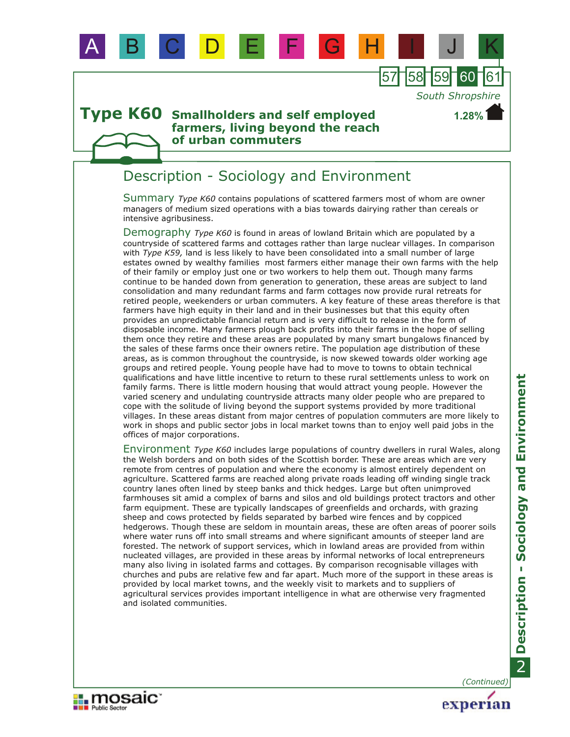South Shropshire

# Type K60 Smallholders and self employed farmers, living beyond the reach of urban commuters

1.28%

## Description - Sociology and Environment

**Summary** *Type K60* contains populations of scattered farmers most of whom are owner managers of medium sized operations with a bias towards dairying rather than cereals or intensive agribusiness.

**Demography** *Type K60* is found in areas of lowland Britain which are populated by a countryside of scattered farms and cottages rather than large nuclear villages. In comparison with *Type K59,* land is less likely to have been consolidated into a small number of large estates owned by wealthy families most farmers either manage their own farms with the help of their family or employ just one or two workers to help them out. Though many farms continue to be handed down from generation to generation, these areas are subject to land consolidation and many redundant farms and farm cottages now provide rural retreats for retired people, weekenders or urban commuters. A key feature of these areas therefore is that farmers have high equity in their land and in their businesses but that this equity often provides an unpredictable financial return and is very difficult to release in the form of disposable income. Many farmers plough back profits into their farms in the hope of selling them once they retire and these areas are populated by many smart bungalows financed by the sales of these farms once their owners retire. The population age distribution of these areas, as is common throughout the countryside, is now skewed towards older working age groups and retired people. Young people have had to move to towns to obtain technical qualifications and have little incentive to return to these rural settlements unless to work on family farms. There is little modern housing that would attract young people. However the varied scenery and undulating countryside attracts many older people who are prepared to cope with the solitude of living beyond the support systems provided by more traditional villages. In these areas distant from major centres of population commuters are more likely to work in shops and public sector jobs in local market towns than to enjoy well paid jobs in the offices of major corporations.

**Environment** *Type K60* includes large populations of country dwellers in rural Wales, along the Welsh borders and on both sides of the Scottish border. These are areas which are very remote from centres of population and where the economy is almost entirely dependent on agriculture. Scattered farms are reached along private roads leading off winding single track country lanes often lined by steep banks and thick hedges. Large but often unimproved farmhouses sit amid a complex of barns and silos and old buildings protect tractors and other farm equipment. These are typically landscapes of greenfields and orchards, with grazing sheep and cows protected by fields separated by barbed wire fences and by coppiced hedgerows. Though these are seldom in mountain areas, these are often areas of poorer soils where water runs off into small streams and where significant amounts of steeper land are forested. The network of support services, which in lowland areas are provided from within nucleated villages, are provided in these areas by informal networks of local entrepreneurs many also living in isolated farms and cottages. By comparison recognisable villages with churches and pubs are relative few and far apart. Much more of the support in these areas is provided by local market towns, and the weekly visit to markets and to suppliers of agricultural services provides important intelligence in what are otherwise very fragmented and isolated communities.

*(Continued)*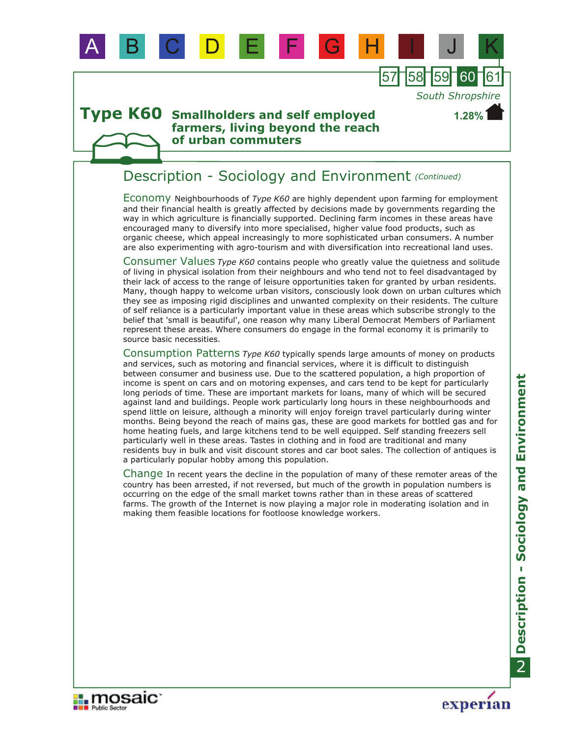# Type K60 Smallholders and self employed farmers, living beyond the reach of urban commuters

South Shropshire

1.28%

## Description - Sociology and Environment *(Continued)*

**Economy** Neighbourhoods of *Type K60* are highly dependent upon farming for employment and their financial health is greatly affected by decisions made by governments regarding the way in which agriculture is financially supported. Declining farm incomes in these areas have encouraged many to diversify into more specialised, higher value food products, such as organic cheese, which appeal increasingly to more sophisticated urban consumers. A number are also experimenting with agro-tourism and with diversification into recreational land uses.

**Consumer Values** *Type K60* contains people who greatly value the quietness and solitude of living in physical isolation from their neighbours and who tend not to feel disadvantaged by their lack of access to the range of leisure opportunities taken for granted by urban residents. Many, though happy to welcome urban visitors, consciously look down on urban cultures which they see as imposing rigid disciplines and unwanted complexity on their residents. The culture of self reliance is a particularly important value in these areas which subscribe strongly to the belief that 'small is beautiful', one reason why many Liberal Democrat Members of Parliament represent these areas. Where consumers do engage in the formal economy it is primarily to source basic necessities.

**Consumption Patterns** *Type K60* typically spends large amounts of money on products and services, such as motoring and financial services, where it is difficult to distinguish between consumer and business use. Due to the scattered population, a high proportion of income is spent on cars and on motoring expenses, and cars tend to be kept for particularly long periods of time. These are important markets for loans, many of which will be secured against land and buildings. People work particularly long hours in these neighbourhoods and spend little on leisure, although a minority will enjoy foreign travel particularly during winter months. Being beyond the reach of mains gas, these are good markets for bottled gas and for home heating fuels, and large kitchens tend to be well equipped. Self standing freezers sell particularly well in these areas. Tastes in clothing and in food are traditional and many residents buy in bulk and visit discount stores and car boot sales. The collection of antiques is a particularly popular hobby among this population.

**Change** In recent years the decline in the population of many of these remoter areas of the country has been arrested, if not reversed, but much of the growth in population numbers is occurring on the edge of the small market towns rather than in these areas of scattered farms. The growth of the Internet is now playing a major role in moderating isolation and in making them feasible locations for footloose knowledge workers.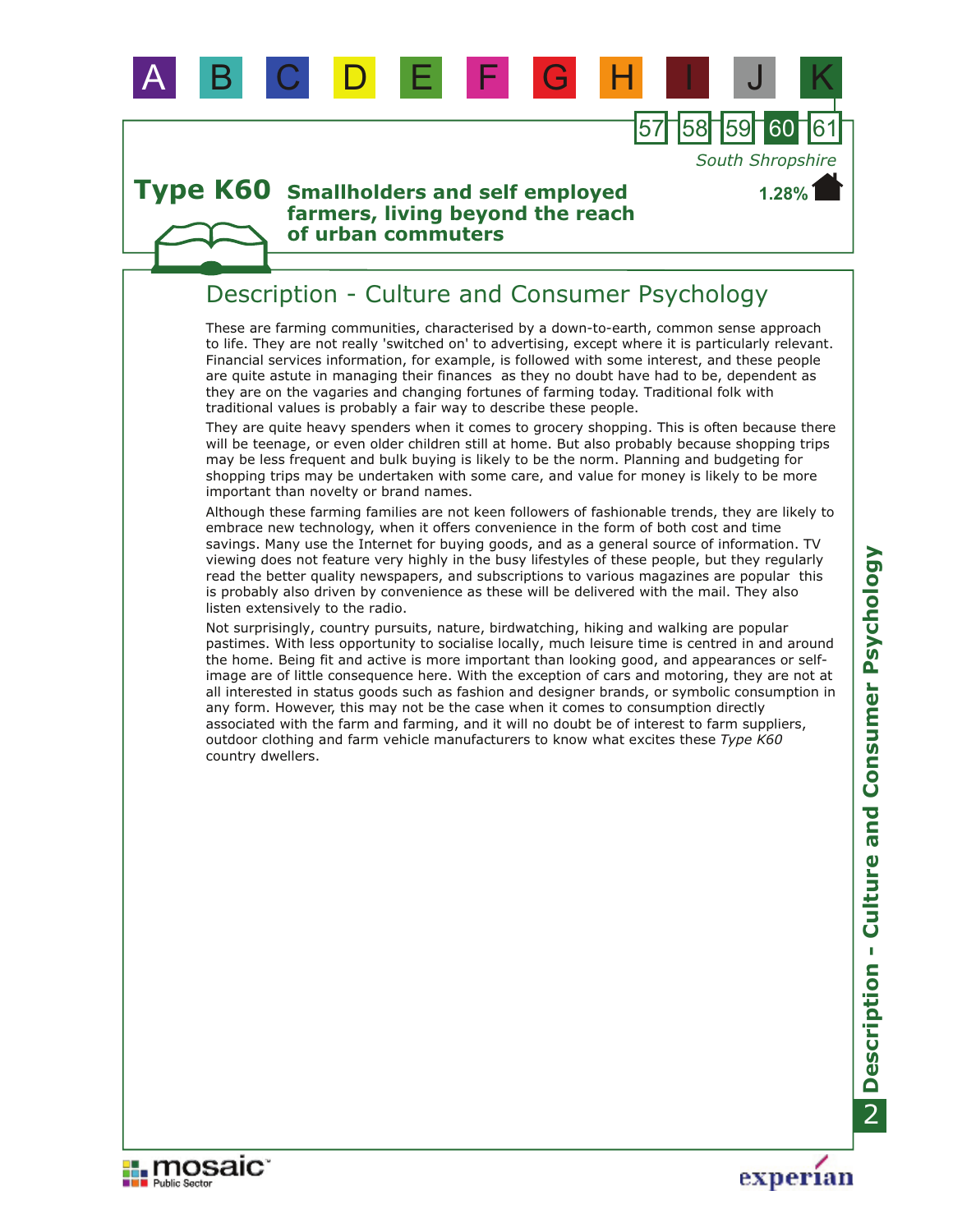A B C D E F G H I J K

57 58 59 60 61

*South Shropshire*

**1.28%**

# Type K60 Smallholders and self employed farmers, living beyond the reach of urban commuters

## Description - Culture and Consumer Psychology

These are farming communities, characterised by a down-to-earth, common sense approach to life. They are not really 'switched on' to advertising, except where it is particularly relevant. Financial services information, for example, is followed with some interest, and these people are quite astute in managing their finances as they no doubt have had to be, dependent as they are on the vagaries and changing fortunes of farming today. Traditional folk with traditional values is probably a fair way to describe these people.

They are quite heavy spenders when it comes to grocery shopping. This is often because there will be teenage, or even older children still at home. But also probably because shopping trips may be less frequent and bulk buying is likely to be the norm. Planning and budgeting for shopping trips may be undertaken with some care, and value for money is likely to be more important than novelty or brand names.

Although these farming families are not keen followers of fashionable trends, they are likely to embrace new technology, when it offers convenience in the form of both cost and time savings. Many use the Internet for buying goods, and as a general source of information. TV viewing does not feature very highly in the busy lifestyles of these people, but they regularly read the better quality newspapers, and subscriptions to various magazines are popular this is probably also driven by convenience as these will be delivered with the mail. They also listen extensively to the radio.

Not surprisingly, country pursuits, nature, birdwatching, hiking and walking are popular pastimes. With less opportunity to socialise locally, much leisure time is centred in and around the home. Being fit and active is more important than looking good, and appearances or self-image are of little consequence here. With the exception of cars and motoring, they are not at all interested in status goods such as fashion and designer brands, or symbolic consumption in any form. However, this may not be the case when it comes to consumption directly associated with the farm and farming, and it will no doubt be of interest to farm suppliers, outdoor clothing and farm vehicle manufacturers to know what excites these *Type K60* country dwellers.